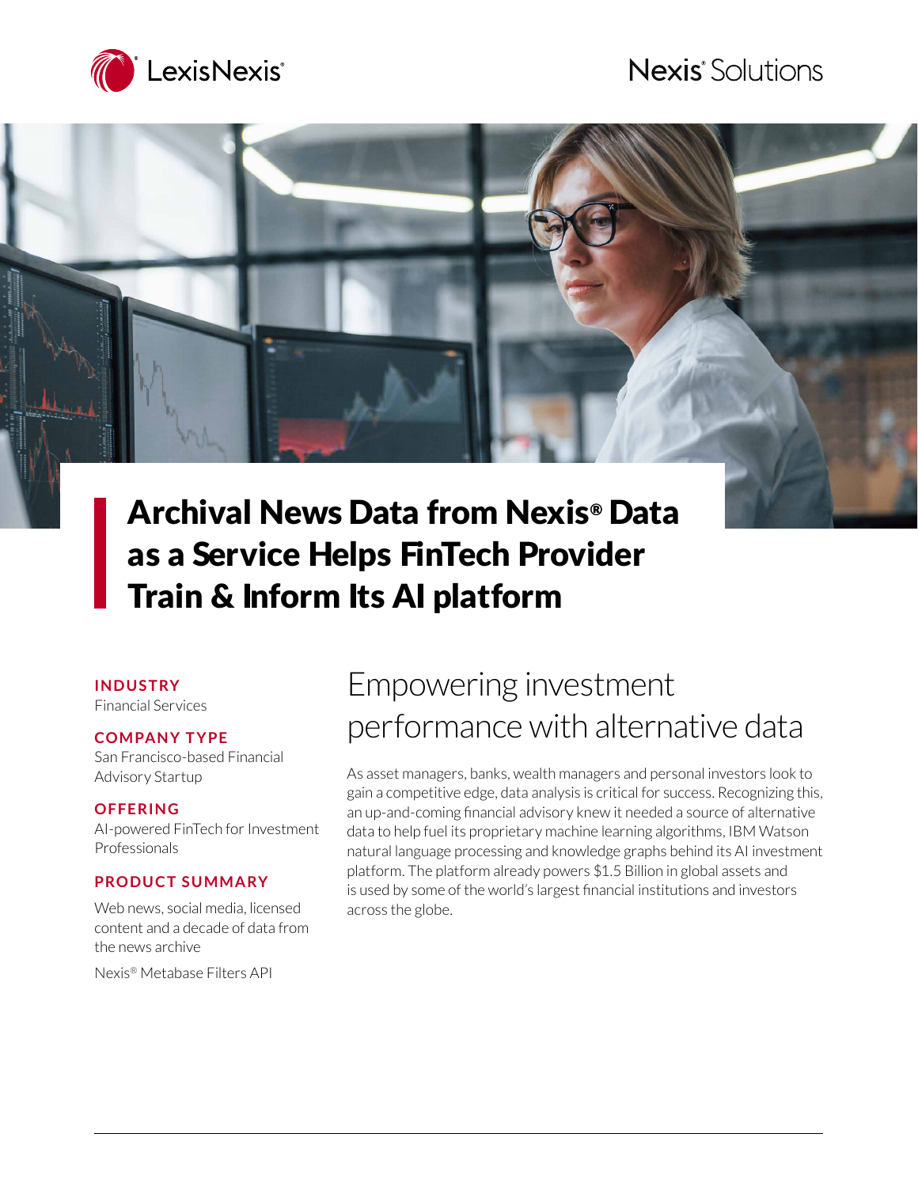LexisNexis®

Nexis® Solutions

# Archival News Data from Nexis® Data as a Service Helps FinTech Provider Train & Inform Its AI platform

**INDUSTRY**
Financial Services

**COMPANY TYPE**
San Francisco-based Financial Advisory Startup

**OFFERING**
AI-powered FinTech for Investment Professionals

**PRODUCT SUMMARY**
Web news, social media, licensed content and a decade of data from the news archive

Nexis® Metabase Filters API

## Empowering investment performance with alternative data

As asset managers, banks, wealth managers and personal investors look to gain a competitive edge, data analysis is critical for success. Recognizing this, an up-and-coming financial advisory knew it needed a source of alternative data to help fuel its proprietary machine learning algorithms, IBM Watson natural language processing and knowledge graphs behind its AI investment platform. The platform already powers $1.5 Billion in global assets and is used by some of the world's largest financial institutions and investors across the globe.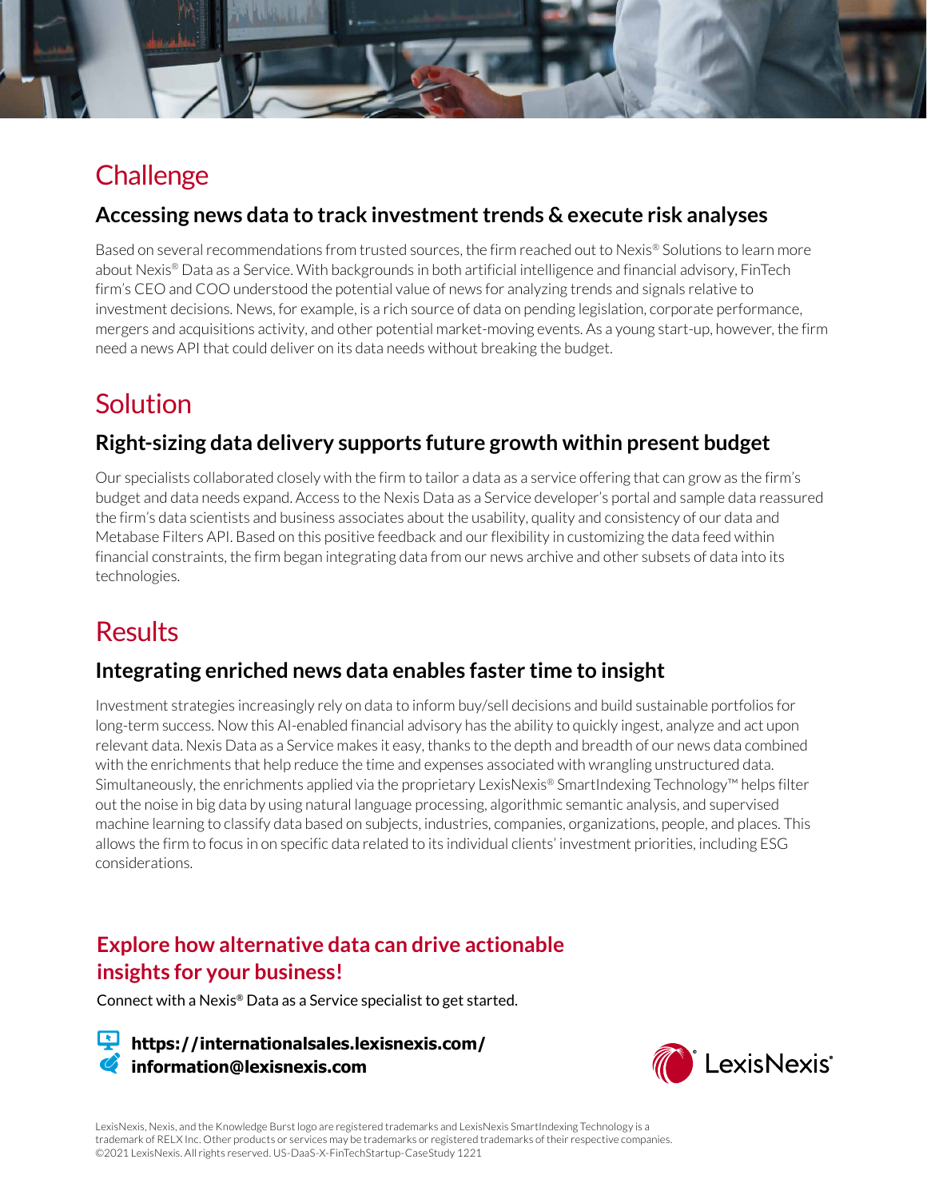## Challenge

### Accessing news data to track investment trends & execute risk analyses

Based on several recommendations from trusted sources, the firm reached out to Nexis® Solutions to learn more about Nexis® Data as a Service. With backgrounds in both artificial intelligence and financial advisory, FinTech firm's CEO and COO understood the potential value of news for analyzing trends and signals relative to investment decisions. News, for example, is a rich source of data on pending legislation, corporate performance, mergers and acquisitions activity, and other potential market-moving events. As a young start-up, however, the firm need a news API that could deliver on its data needs without breaking the budget.

## Solution

### Right-sizing data delivery supports future growth within present budget

Our specialists collaborated closely with the firm to tailor a data as a service offering that can grow as the firm's budget and data needs expand. Access to the Nexis Data as a Service developer's portal and sample data reassured the firm's data scientists and business associates about the usability, quality and consistency of our data and Metabase Filters API. Based on this positive feedback and our flexibility in customizing the data feed within financial constraints, the firm began integrating data from our news archive and other subsets of data into its technologies.

## Results

### Integrating enriched news data enables faster time to insight

Investment strategies increasingly rely on data to inform buy/sell decisions and build sustainable portfolios for long-term success. Now this AI-enabled financial advisory has the ability to quickly ingest, analyze and act upon relevant data. Nexis Data as a Service makes it easy, thanks to the depth and breadth of our news data combined with the enrichments that help reduce the time and expenses associated with wrangling unstructured data. Simultaneously, the enrichments applied via the proprietary LexisNexis® SmartIndexing Technology™ helps filter out the noise in big data by using natural language processing, algorithmic semantic analysis, and supervised machine learning to classify data based on subjects, industries, companies, organizations, people, and places. This allows the firm to focus in on specific data related to its individual clients' investment priorities, including ESG considerations.

### Explore how alternative data can drive actionable insights for your business!

Connect with a Nexis® Data as a Service specialist to get started.

**https://internationalsales.lexisnexis.com/**
**information@lexisnexis.com**

LexisNexis®

LexisNexis, Nexis, and the Knowledge Burst logo are registered trademarks and LexisNexis SmartIndexing Technology is a trademark of RELX Inc. Other products or services may be trademarks or registered trademarks of their respective companies.
©2021 LexisNexis. All rights reserved. US-DaaS-X-FinTechStartup-CaseStudy 1221